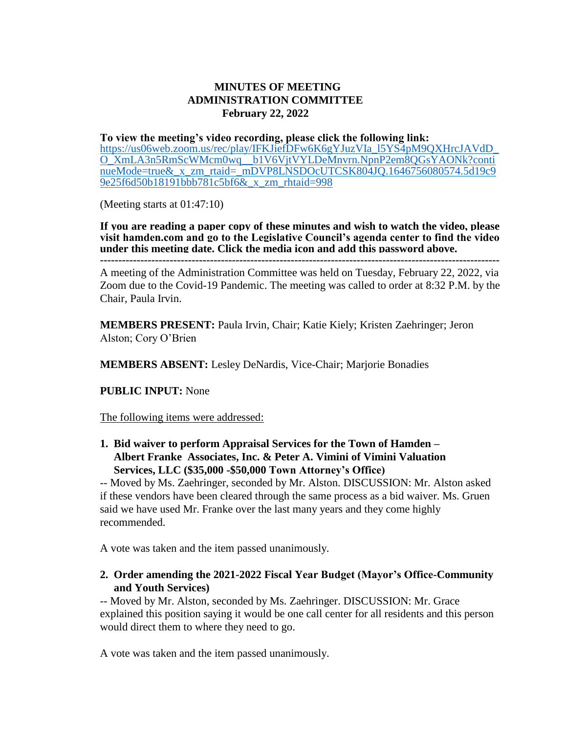**MINUTES OF MEETING**
**ADMINISTRATION COMMITTEE**
**February 22, 2022**

**To view the meeting's video recording, please click the following link:**
[https://us06web.zoom.us/rec/play/IFKJiefDFw6K6gYJuzVIa_l5YS4pM9QXHrcJAVdD_O_XmLA3n5RmScWMcm0wq__b1V6VjtVYLDeMnvrn.NpnP2em8QGsYAONk?continueMode=true&_x_zm_rtaid=_mDVP8LNSDOcUTCSK804JQ.1646756080574.5d19c99e25f6d50b18191bbb781c5bf6&_x_zm_rhtaid=998](https://us06web.zoom.us/rec/play/IFKJiefDFw6K6gYJuzVIa_l5YS4pM9QXHrcJAVdD_O_XmLA3n5RmScWMcm0wq__b1V6VjtVYLDeMnvrn.NpnP2em8QGsYAONk?continueMode=true&_x_zm_rtaid=_mDVP8LNSDOcUTCSK804JQ.1646756080574.5d19c99e25f6d50b18191bbb781c5bf6&_x_zm_rhtaid=998)

(Meeting starts at 01:47:10)

**If you are reading a paper copy of these minutes and wish to watch the video, please visit hamden.com and go to the Legislative Council's agenda center to find the video under this meeting date. Click the media icon and add this password above.**

---

A meeting of the Administration Committee was held on Tuesday, February 22, 2022, via Zoom due to the Covid-19 Pandemic. The meeting was called to order at 8:32 P.M. by the Chair, Paula Irvin.

**MEMBERS PRESENT:** Paula Irvin, Chair; Katie Kiely; Kristen Zaehringer; Jeron Alston; Cory O'Brien

**MEMBERS ABSENT:** Lesley DeNardis, Vice-Chair; Marjorie Bonadies

**PUBLIC INPUT:** None

The following items were addressed:

1. **Bid waiver to perform Appraisal Services for the Town of Hamden – Albert Franke Associates, Inc. & Peter A. Vimini of Vimini Valuation Services, LLC ($35,000 -$50,000 Town Attorney's Office)**

-- Moved by Ms. Zaehringer, seconded by Mr. Alston. DISCUSSION: Mr. Alston asked if these vendors have been cleared through the same process as a bid waiver. Ms. Gruen said we have used Mr. Franke over the last many years and they come highly recommended.

A vote was taken and the item passed unanimously.

2. **Order amending the 2021-2022 Fiscal Year Budget (Mayor's Office-Community and Youth Services)**

-- Moved by Mr. Alston, seconded by Ms. Zaehringer. DISCUSSION: Mr. Grace explained this position saying it would be one call center for all residents and this person would direct them to where they need to go.

A vote was taken and the item passed unanimously.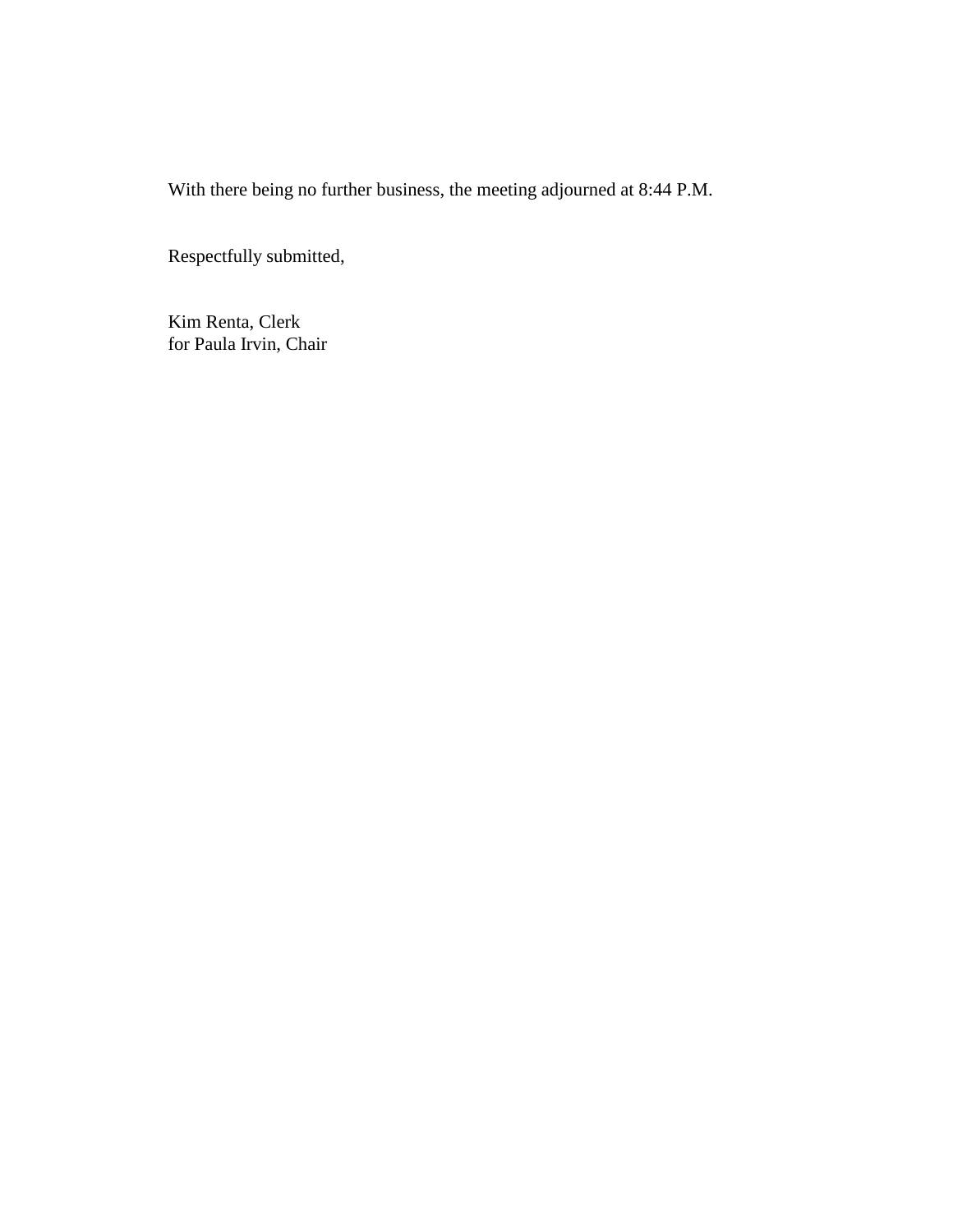With there being no further business, the meeting adjourned at 8:44 P.M.

Respectfully submitted,

Kim Renta, Clerk  
for Paula Irvin, Chair